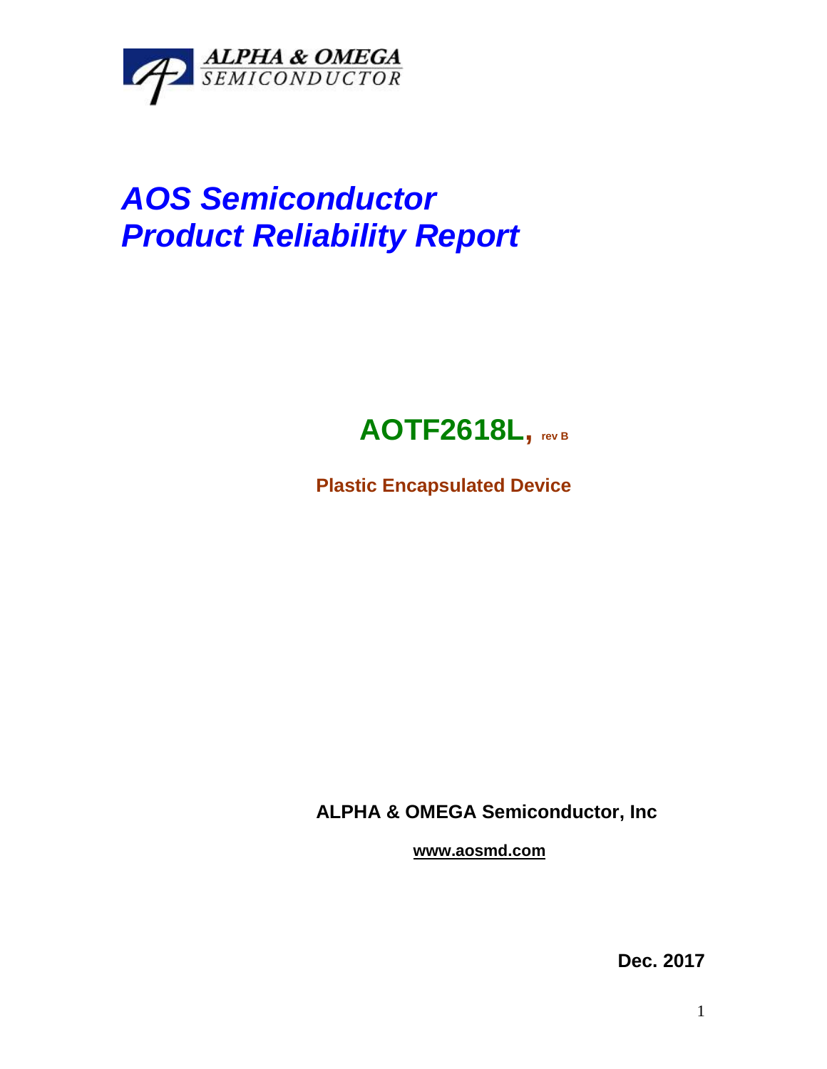ALPHA & OMEGA
SEMICONDUCTOR

# *AOS Semiconductor*
# *Product Reliability Report*

## AOTF2618L, rev B

**Plastic Encapsulated Device**

**ALPHA & OMEGA Semiconductor, Inc**

**www.aosmd.com**

**Dec. 2017**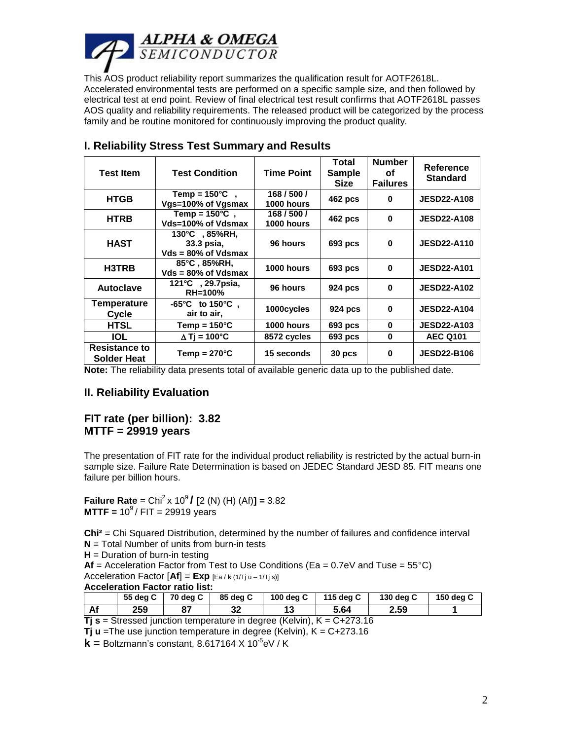ALPHA & OMEGA SEMICONDUCTOR

This AOS product reliability report summarizes the qualification result for AOTF2618L. Accelerated environmental tests are performed on a specific sample size, and then followed by electrical test at end point. Review of final electrical test result confirms that AOTF2618L passes AOS quality and reliability requirements. The released product will be categorized by the process family and be routine monitored for continuously improving the product quality.

## I. Reliability Stress Test Summary and Results

| Test Item | Test Condition | Time Point | Total Sample Size | Number of Failures | Reference Standard |
|---|---|---|---|---|---|
| HTGB | Temp = 150°C , Vgs=100% of Vgsmax | 168 / 500 / 1000 hours | 462 pcs | 0 | JESD22-A108 |
| HTRB | Temp = 150°C , Vds=100% of Vdsmax | 168 / 500 / 1000 hours | 462 pcs | 0 | JESD22-A108 |
| HAST | 130°C , 85%RH, 33.3 psia, Vds = 80% of Vdsmax | 96 hours | 693 pcs | 0 | JESD22-A110 |
| H3TRB | 85°C , 85%RH, Vds = 80% of Vdsmax | 1000 hours | 693 pcs | 0 | JESD22-A101 |
| Autoclave | 121°C , 29.7psia, RH=100% | 96 hours | 924 pcs | 0 | JESD22-A102 |
| Temperature Cycle | -65°C to 150°C , air to air, | 1000cycles | 924 pcs | 0 | JESD22-A104 |
| HTSL | Temp = 150°C | 1000 hours | 693 pcs | 0 | JESD22-A103 |
| IOL | $\Delta$ Tj = 100°C | 8572 cycles | 693 pcs | 0 | AEC Q101 |
| Resistance to Solder Heat | Temp = 270°C | 15 seconds | 30 pcs | 0 | JESD22-B106 |

**Note:** The reliability data presents total of available generic data up to the published date.

## II. Reliability Evaluation

### FIT rate (per billion): 3.82
### MTTF = 29919 years

The presentation of FIT rate for the individual product reliability is restricted by the actual burn-in sample size. Failure Rate Determination is based on JEDEC Standard JESD 85. FIT means one failure per billion hours.

**Failure Rate** = $Chi^2 \times 10^9$ **/ [**2 (N) (H) (Af)**] =** 3.82
**MTTF =** $10^9$ / FIT = 29919 years

**Chi²** = Chi Squared Distribution, determined by the number of failures and confidence interval
**N** = Total Number of units from burn-in tests
**H** = Duration of burn-in testing
**Af** = Acceleration Factor from Test to Use Conditions (Ea = 0.7eV and Tuse = 55°C)
Acceleration Factor [**Af**] = **Exp** [Ea / **k** (1/Tj u – 1/Tj s)]

**Acceleration Factor ratio list:**

| | 55 deg C | 70 deg C | 85 deg C | 100 deg C | 115 deg C | 130 deg C | 150 deg C |
|---|---|---|---|---|---|---|---|
| Af | 259 | 87 | 32 | 13 | 5.64 | 2.59 | 1 |

**Tj s** = Stressed junction temperature in degree (Kelvin), K = C+273.16
**Tj u** =The use junction temperature in degree (Kelvin), K = C+273.16
**k** = Boltzmann's constant, $8.617164 \times 10^{-5}$eV / K